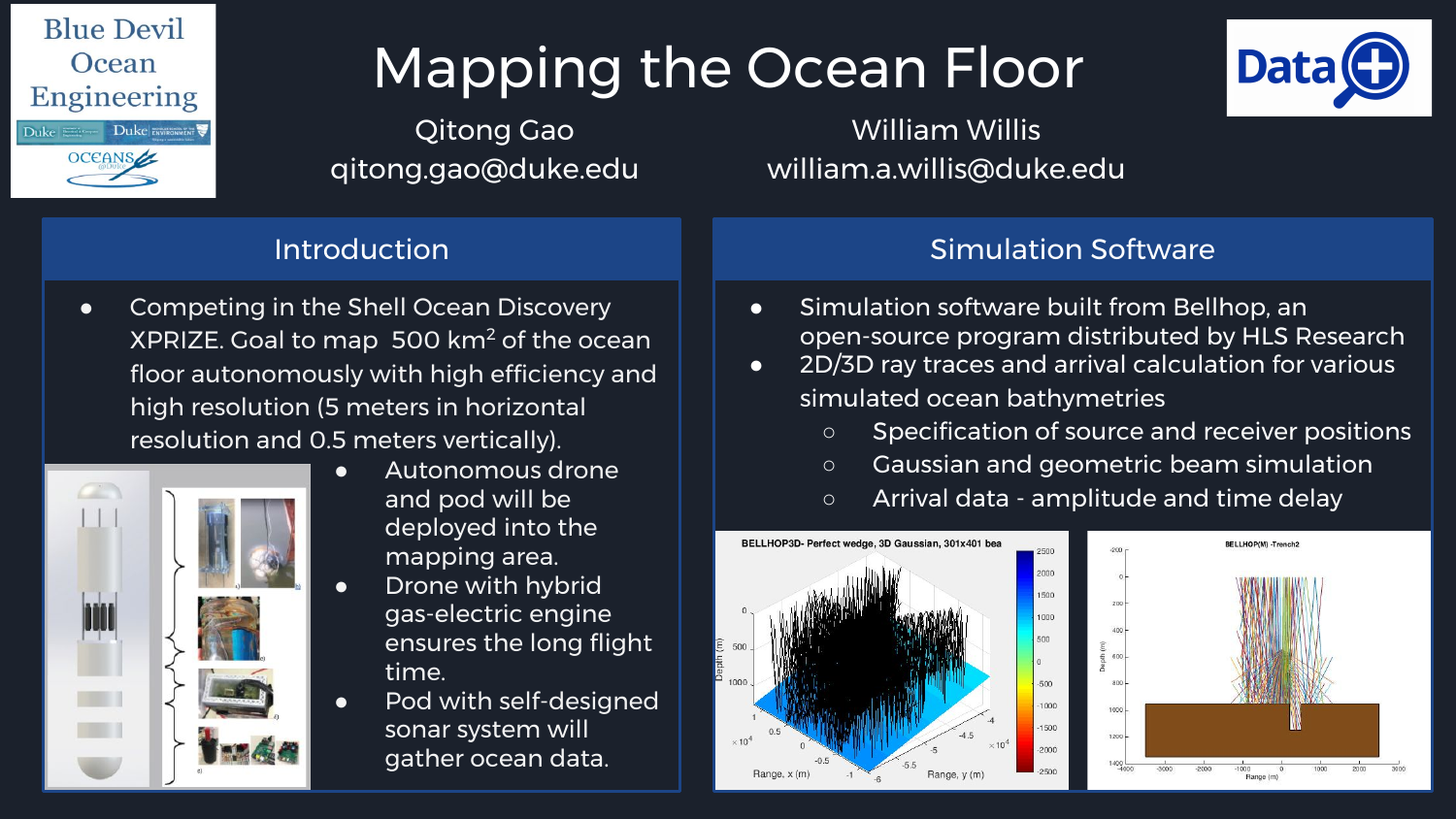# Mapping the Ocean Floor

Qitong Gao
qitong.gao@duke.edu

William Willis
william.a.willis@duke.edu

## Introduction

- Competing in the Shell Ocean Discovery XPRIZE. Goal to map 500 km$^2$ of the ocean floor autonomously with high efficiency and high resolution (5 meters in horizontal resolution and 0.5 meters vertically).
- Autonomous drone and pod will be deployed into the mapping area.
- Drone with hybrid gas-electric engine ensures the long flight time.
- Pod with self-designed sonar system will gather ocean data.

## Simulation Software

- Simulation software built from Bellhop, an open-source program distributed by HLS Research
- 2D/3D ray traces and arrival calculation for various simulated ocean bathymetries
  - Specification of source and receiver positions
  - Gaussian and geometric beam simulation
  - Arrival data - amplitude and time delay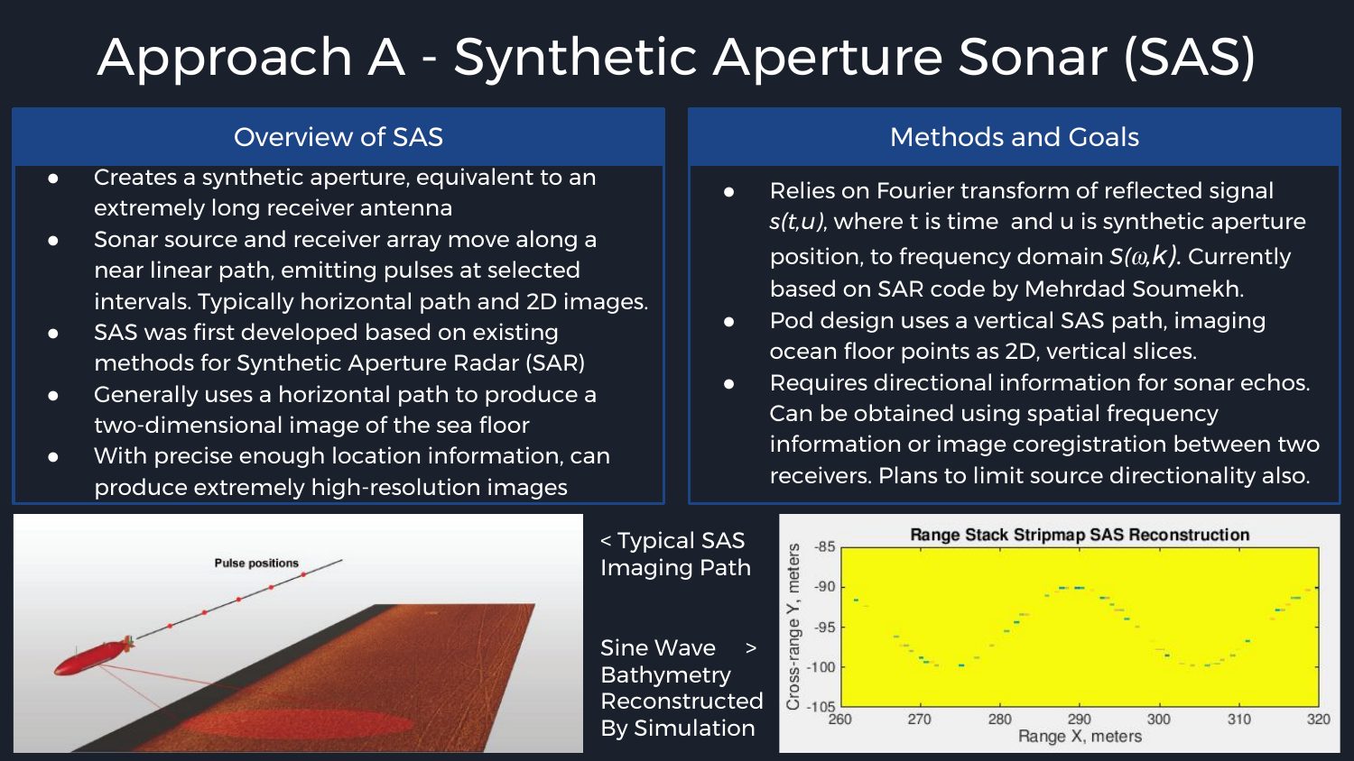# Approach A - Synthetic Aperture Sonar (SAS)

## Overview of SAS

- Creates a synthetic aperture, equivalent to an extremely long receiver antenna
- Sonar source and receiver array move along a near linear path, emitting pulses at selected intervals. Typically horizontal path and 2D images.
- SAS was first developed based on existing methods for Synthetic Aperture Radar (SAR)
- Generally uses a horizontal path to produce a two-dimensional image of the sea floor
- With precise enough location information, can produce extremely high-resolution images

## Methods and Goals

- Relies on Fourier transform of reflected signal $s(t,u)$, where t is time and u is synthetic aperture position, to frequency domain $S(\omega,k)$. Currently based on SAR code by Mehrdad Soumekh.
- Pod design uses a vertical SAS path, imaging ocean floor points as 2D, vertical slices.
- Requires directional information for sonar echos. Can be obtained using spatial frequency information or image coregistration between two receivers. Plans to limit source directionality also.

< Typical SAS Imaging Path

Sine Wave Bathymetry Reconstructed By Simulation >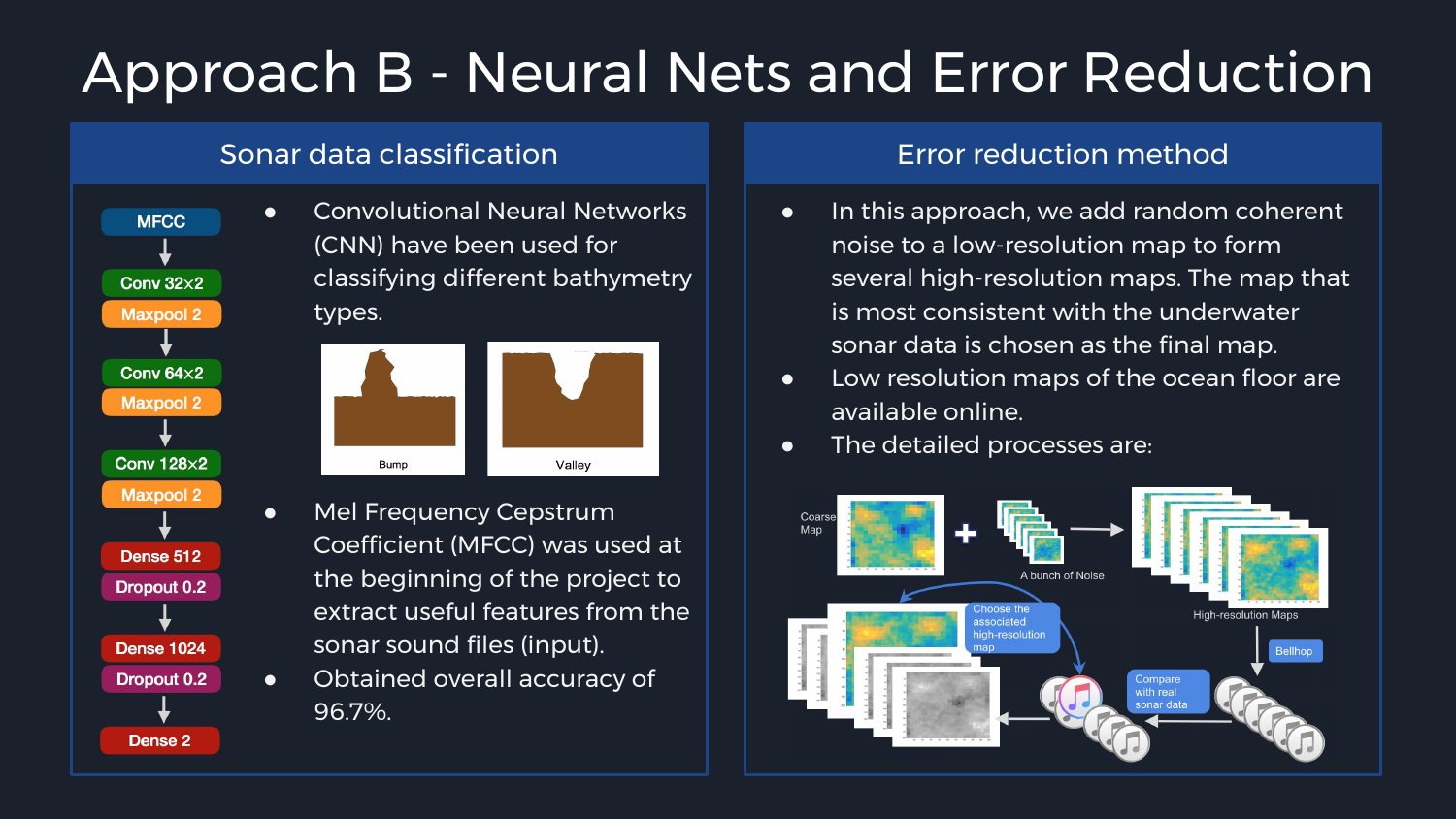# Approach B - Neural Nets and Error Reduction

## Sonar data classification

MFCC
Conv 32x2
Maxpool 2
Conv 64x2
Maxpool 2
Conv 128x2
Maxpool 2
Dense 512
Dropout 0.2
Dense 1024
Dropout 0.2
Dense 2

- Convolutional Neural Networks (CNN) have been used for classifying different bathymetry types.

Bump

Valley

- Mel Frequency Cepstrum Coefficient (MFCC) was used at the beginning of the project to extract useful features from the sonar sound files (input).
- Obtained overall accuracy of 96.7%.

## Error reduction method

- In this approach, we add random coherent noise to a low-resolution map to form several high-resolution maps. The map that is most consistent with the underwater sonar data is chosen as the final map.
- Low resolution maps of the ocean floor are available online.
- The detailed processes are:

Coarse Map

A bunch of Noise

High-resolution Maps

Bellhop

Compare with real sonar data

Choose the associated high-resolution map